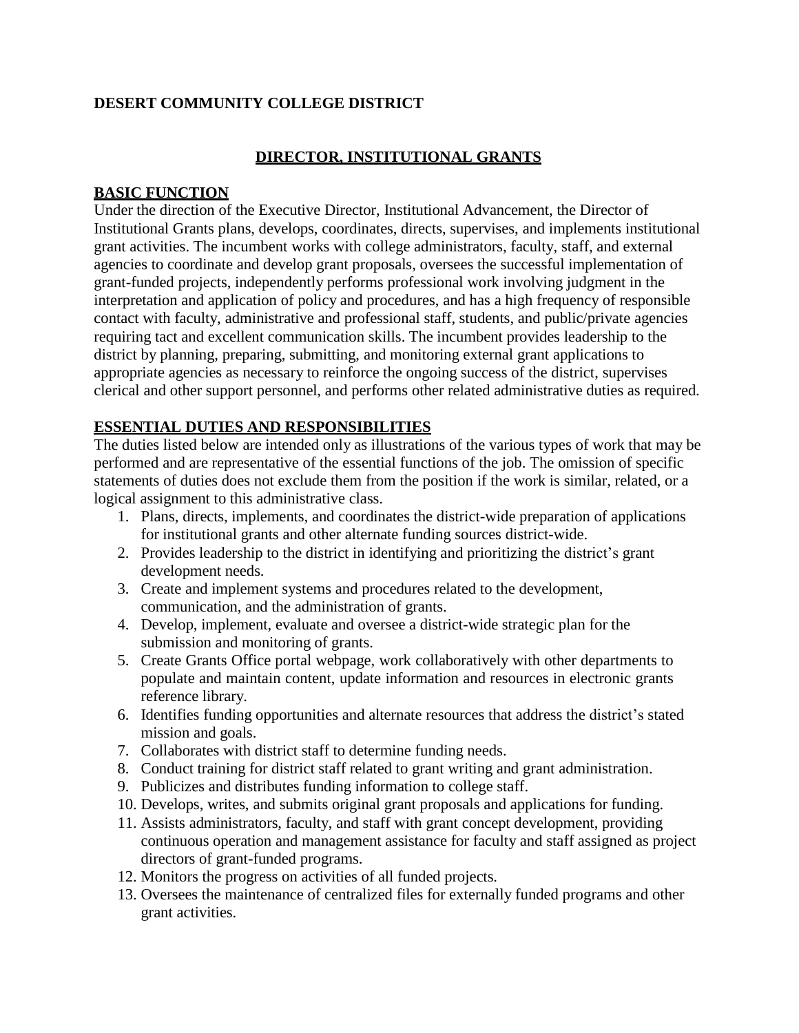**DESERT COMMUNITY COLLEGE DISTRICT**

# DIRECTOR, INSTITUTIONAL GRANTS

## BASIC FUNCTION

Under the direction of the Executive Director, Institutional Advancement, the Director of Institutional Grants plans, develops, coordinates, directs, supervises, and implements institutional grant activities. The incumbent works with college administrators, faculty, staff, and external agencies to coordinate and develop grant proposals, oversees the successful implementation of grant-funded projects, independently performs professional work involving judgment in the interpretation and application of policy and procedures, and has a high frequency of responsible contact with faculty, administrative and professional staff, students, and public/private agencies requiring tact and excellent communication skills. The incumbent provides leadership to the district by planning, preparing, submitting, and monitoring external grant applications to appropriate agencies as necessary to reinforce the ongoing success of the district, supervises clerical and other support personnel, and performs other related administrative duties as required.

## ESSENTIAL DUTIES AND RESPONSIBILITIES

The duties listed below are intended only as illustrations of the various types of work that may be performed and are representative of the essential functions of the job. The omission of specific statements of duties does not exclude them from the position if the work is similar, related, or a logical assignment to this administrative class.

1. Plans, directs, implements, and coordinates the district-wide preparation of applications for institutional grants and other alternate funding sources district-wide.
2. Provides leadership to the district in identifying and prioritizing the district's grant development needs.
3. Create and implement systems and procedures related to the development, communication, and the administration of grants.
4. Develop, implement, evaluate and oversee a district-wide strategic plan for the submission and monitoring of grants.
5. Create Grants Office portal webpage, work collaboratively with other departments to populate and maintain content, update information and resources in electronic grants reference library.
6. Identifies funding opportunities and alternate resources that address the district's stated mission and goals.
7. Collaborates with district staff to determine funding needs.
8. Conduct training for district staff related to grant writing and grant administration.
9. Publicizes and distributes funding information to college staff.
10. Develops, writes, and submits original grant proposals and applications for funding.
11. Assists administrators, faculty, and staff with grant concept development, providing continuous operation and management assistance for faculty and staff assigned as project directors of grant-funded programs.
12. Monitors the progress on activities of all funded projects.
13. Oversees the maintenance of centralized files for externally funded programs and other grant activities.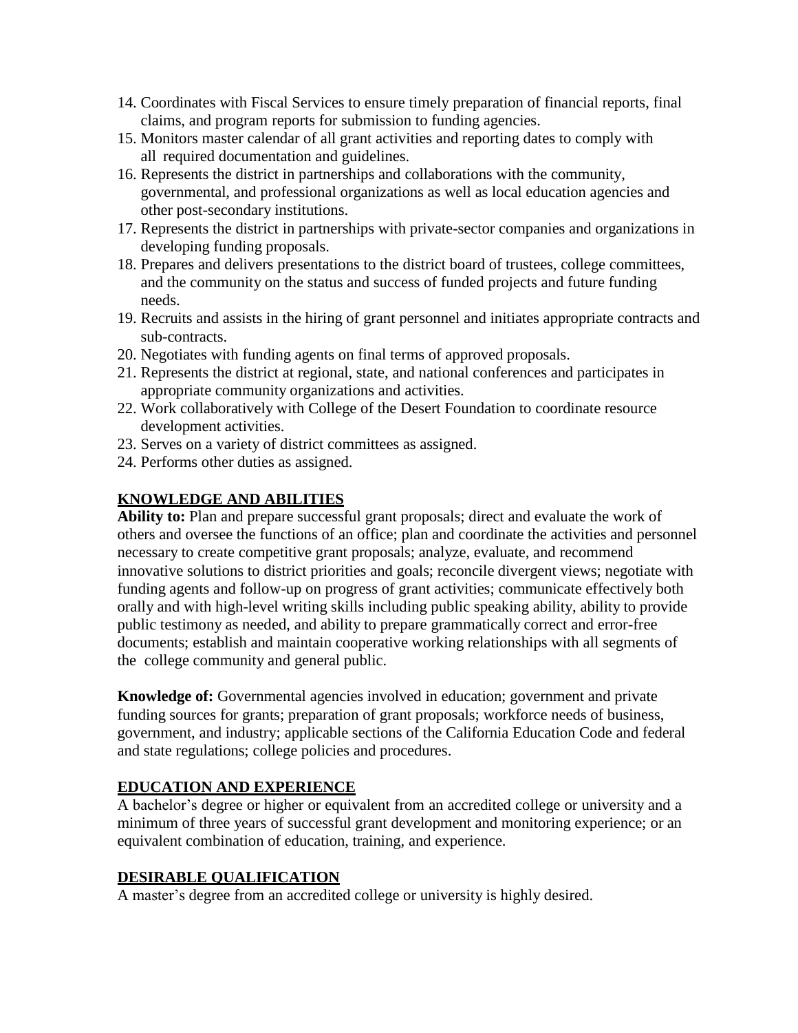14. Coordinates with Fiscal Services to ensure timely preparation of financial reports, final claims, and program reports for submission to funding agencies.
15. Monitors master calendar of all grant activities and reporting dates to comply with all required documentation and guidelines.
16. Represents the district in partnerships and collaborations with the community, governmental, and professional organizations as well as local education agencies and other post-secondary institutions.
17. Represents the district in partnerships with private-sector companies and organizations in developing funding proposals.
18. Prepares and delivers presentations to the district board of trustees, college committees, and the community on the status and success of funded projects and future funding needs.
19. Recruits and assists in the hiring of grant personnel and initiates appropriate contracts and sub-contracts.
20. Negotiates with funding agents on final terms of approved proposals.
21. Represents the district at regional, state, and national conferences and participates in appropriate community organizations and activities.
22. Work collaboratively with College of the Desert Foundation to coordinate resource development activities.
23. Serves on a variety of district committees as assigned.
24. Performs other duties as assigned.

## KNOWLEDGE AND ABILITIES

**Ability to:** Plan and prepare successful grant proposals; direct and evaluate the work of others and oversee the functions of an office; plan and coordinate the activities and personnel necessary to create competitive grant proposals; analyze, evaluate, and recommend innovative solutions to district priorities and goals; reconcile divergent views; negotiate with funding agents and follow-up on progress of grant activities; communicate effectively both orally and with high-level writing skills including public speaking ability, ability to provide public testimony as needed, and ability to prepare grammatically correct and error-free documents; establish and maintain cooperative working relationships with all segments of the college community and general public.

**Knowledge of:** Governmental agencies involved in education; government and private funding sources for grants; preparation of grant proposals; workforce needs of business, government, and industry; applicable sections of the California Education Code and federal and state regulations; college policies and procedures.

## EDUCATION AND EXPERIENCE

A bachelor's degree or higher or equivalent from an accredited college or university and a minimum of three years of successful grant development and monitoring experience; or an equivalent combination of education, training, and experience.

## DESIRABLE QUALIFICATION

A master's degree from an accredited college or university is highly desired.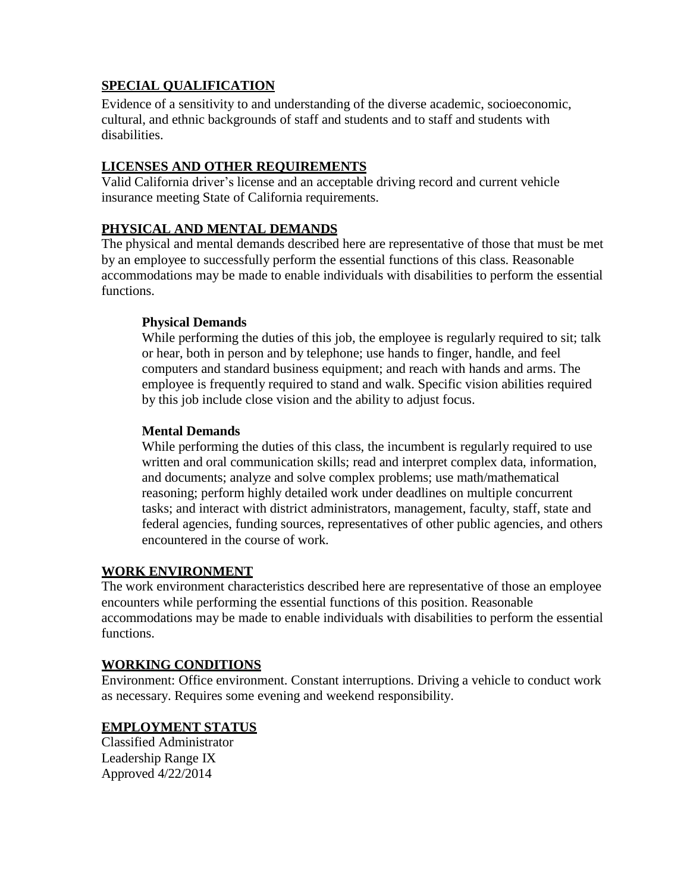## SPECIAL QUALIFICATION

Evidence of a sensitivity to and understanding of the diverse academic, socioeconomic, cultural, and ethnic backgrounds of staff and students and to staff and students with disabilities.

## LICENSES AND OTHER REQUIREMENTS

Valid California driver's license and an acceptable driving record and current vehicle insurance meeting State of California requirements.

## PHYSICAL AND MENTAL DEMANDS

The physical and mental demands described here are representative of those that must be met by an employee to successfully perform the essential functions of this class. Reasonable accommodations may be made to enable individuals with disabilities to perform the essential functions.

### Physical Demands

While performing the duties of this job, the employee is regularly required to sit; talk or hear, both in person and by telephone; use hands to finger, handle, and feel computers and standard business equipment; and reach with hands and arms. The employee is frequently required to stand and walk. Specific vision abilities required by this job include close vision and the ability to adjust focus.

### Mental Demands

While performing the duties of this class, the incumbent is regularly required to use written and oral communication skills; read and interpret complex data, information, and documents; analyze and solve complex problems; use math/mathematical reasoning; perform highly detailed work under deadlines on multiple concurrent tasks; and interact with district administrators, management, faculty, staff, state and federal agencies, funding sources, representatives of other public agencies, and others encountered in the course of work.

## WORK ENVIRONMENT

The work environment characteristics described here are representative of those an employee encounters while performing the essential functions of this position. Reasonable accommodations may be made to enable individuals with disabilities to perform the essential functions.

## WORKING CONDITIONS

Environment: Office environment. Constant interruptions. Driving a vehicle to conduct work as necessary. Requires some evening and weekend responsibility.

## EMPLOYMENT STATUS

Classified Administrator
Leadership Range IX
Approved 4/22/2014